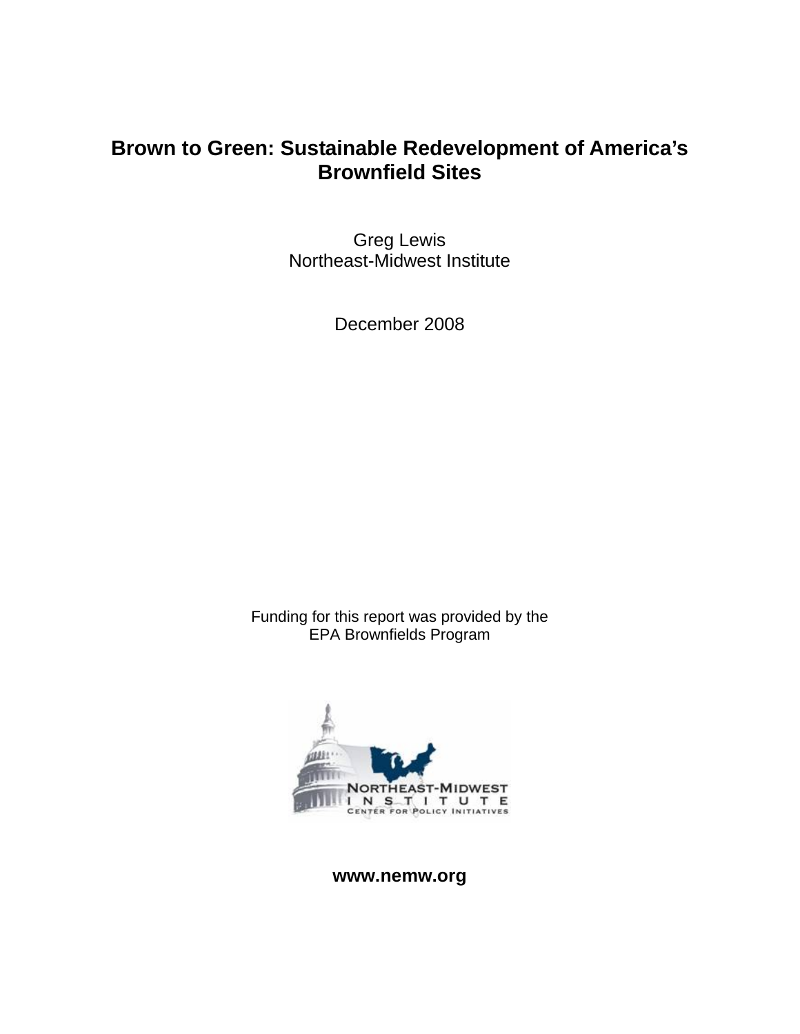# Brown to Green: Sustainable Redevelopment of America's Brownfield Sites

Greg Lewis
Northeast-Midwest Institute

December 2008

Funding for this report was provided by the
EPA Brownfields Program

NORTHEAST-MIDWEST INSTITUTE
CENTER FOR POLICY INITIATIVES

**www.nemw.org**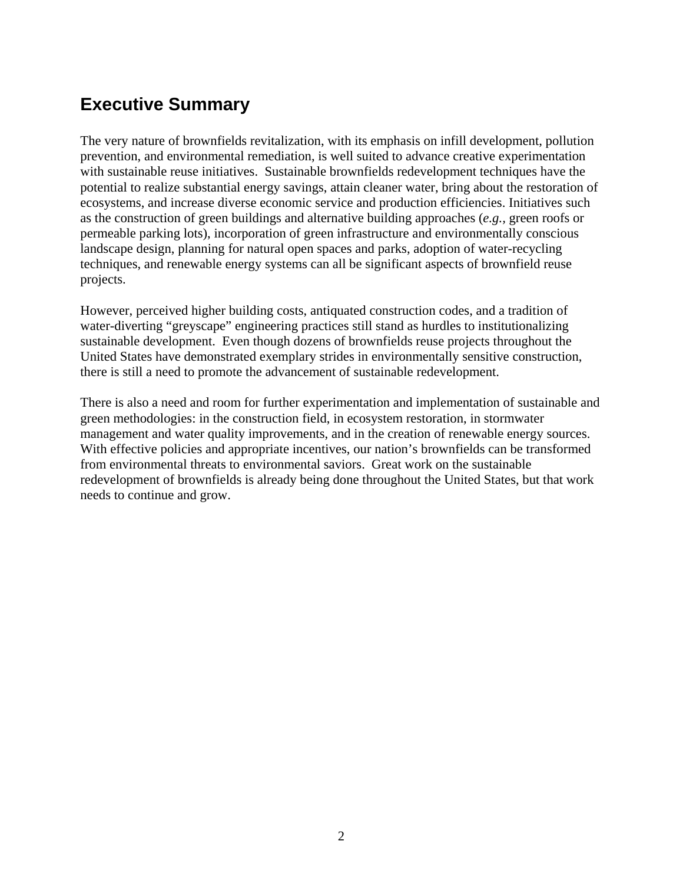## Executive Summary

The very nature of brownfields revitalization, with its emphasis on infill development, pollution prevention, and environmental remediation, is well suited to advance creative experimentation with sustainable reuse initiatives. Sustainable brownfields redevelopment techniques have the potential to realize substantial energy savings, attain cleaner water, bring about the restoration of ecosystems, and increase diverse economic service and production efficiencies. Initiatives such as the construction of green buildings and alternative building approaches (*e.g.*, green roofs or permeable parking lots), incorporation of green infrastructure and environmentally conscious landscape design, planning for natural open spaces and parks, adoption of water-recycling techniques, and renewable energy systems can all be significant aspects of brownfield reuse projects.

However, perceived higher building costs, antiquated construction codes, and a tradition of water-diverting "greyscape" engineering practices still stand as hurdles to institutionalizing sustainable development. Even though dozens of brownfields reuse projects throughout the United States have demonstrated exemplary strides in environmentally sensitive construction, there is still a need to promote the advancement of sustainable redevelopment.

There is also a need and room for further experimentation and implementation of sustainable and green methodologies: in the construction field, in ecosystem restoration, in stormwater management and water quality improvements, and in the creation of renewable energy sources. With effective policies and appropriate incentives, our nation's brownfields can be transformed from environmental threats to environmental saviors. Great work on the sustainable redevelopment of brownfields is already being done throughout the United States, but that work needs to continue and grow.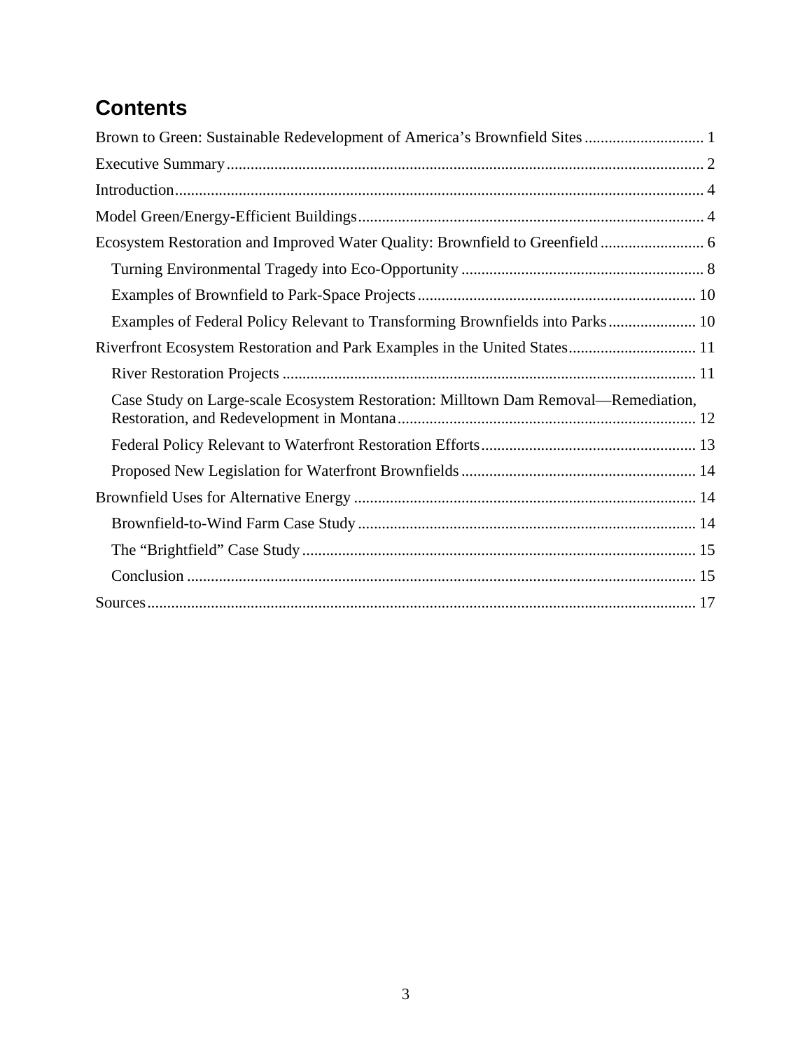# Contents

Brown to Green: Sustainable Redevelopment of America’s Brownfield Sites .............................. 1

Executive Summary ....................................................................................................................... 2

Introduction .................................................................................................................................... 4

Model Green/Energy-Efficient Buildings ...................................................................................... 4

Ecosystem Restoration and Improved Water Quality: Brownfield to Greenfield .......................... 6

- Turning Environmental Tragedy into Eco-Opportunity ............................................................ 8
- Examples of Brownfield to Park-Space Projects ..................................................................... 10
- Examples of Federal Policy Relevant to Transforming Brownfields into Parks ...................... 10

Riverfront Ecosystem Restoration and Park Examples in the United States ................................ 11

- River Restoration Projects ....................................................................................................... 11
- Case Study on Large-scale Ecosystem Restoration: Milltown Dam Removal—Remediation, Restoration, and Redevelopment in Montana .......................................................................... 12
- Federal Policy Relevant to Waterfront Restoration Efforts ..................................................... 13
- Proposed New Legislation for Waterfront Brownfields .......................................................... 14

Brownfield Uses for Alternative Energy ...................................................................................... 14

- Brownfield-to-Wind Farm Case Study .................................................................................... 14
- The “Brightfield” Case Study .................................................................................................. 15
- Conclusion ............................................................................................................................... 15

Sources ......................................................................................................................................... 17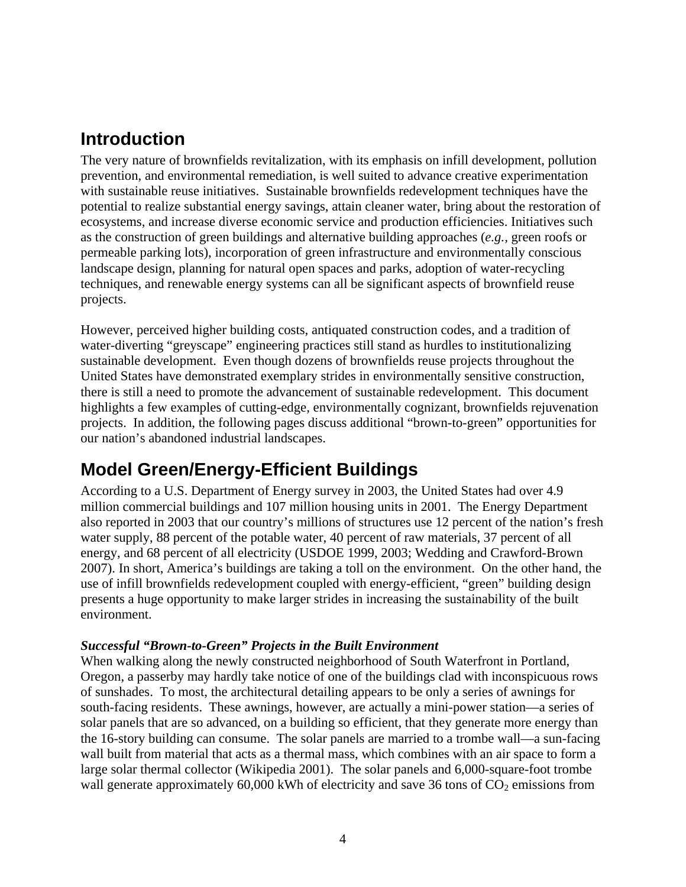## Introduction

The very nature of brownfields revitalization, with its emphasis on infill development, pollution prevention, and environmental remediation, is well suited to advance creative experimentation with sustainable reuse initiatives. Sustainable brownfields redevelopment techniques have the potential to realize substantial energy savings, attain cleaner water, bring about the restoration of ecosystems, and increase diverse economic service and production efficiencies. Initiatives such as the construction of green buildings and alternative building approaches (*e.g.,* green roofs or permeable parking lots), incorporation of green infrastructure and environmentally conscious landscape design, planning for natural open spaces and parks, adoption of water-recycling techniques, and renewable energy systems can all be significant aspects of brownfield reuse projects.

However, perceived higher building costs, antiquated construction codes, and a tradition of water-diverting "greyscape" engineering practices still stand as hurdles to institutionalizing sustainable development. Even though dozens of brownfields reuse projects throughout the United States have demonstrated exemplary strides in environmentally sensitive construction, there is still a need to promote the advancement of sustainable redevelopment. This document highlights a few examples of cutting-edge, environmentally cognizant, brownfields rejuvenation projects. In addition, the following pages discuss additional "brown-to-green" opportunities for our nation's abandoned industrial landscapes.

## Model Green/Energy-Efficient Buildings

According to a U.S. Department of Energy survey in 2003, the United States had over 4.9 million commercial buildings and 107 million housing units in 2001. The Energy Department also reported in 2003 that our country's millions of structures use 12 percent of the nation's fresh water supply, 88 percent of the potable water, 40 percent of raw materials, 37 percent of all energy, and 68 percent of all electricity (USDOE 1999, 2003; Wedding and Crawford-Brown 2007). In short, America's buildings are taking a toll on the environment. On the other hand, the use of infill brownfields redevelopment coupled with energy-efficient, "green" building design presents a huge opportunity to make larger strides in increasing the sustainability of the built environment.

### *Successful "Brown-to-Green" Projects in the Built Environment*

When walking along the newly constructed neighborhood of South Waterfront in Portland, Oregon, a passerby may hardly take notice of one of the buildings clad with inconspicuous rows of sunshades. To most, the architectural detailing appears to be only a series of awnings for south-facing residents. These awnings, however, are actually a mini-power station—a series of solar panels that are so advanced, on a building so efficient, that they generate more energy than the 16-story building can consume. The solar panels are married to a trombe wall—a sun-facing wall built from material that acts as a thermal mass, which combines with an air space to form a large solar thermal collector (Wikipedia 2001). The solar panels and 6,000-square-foot trombe wall generate approximately 60,000 kWh of electricity and save 36 tons of $CO_2$ emissions from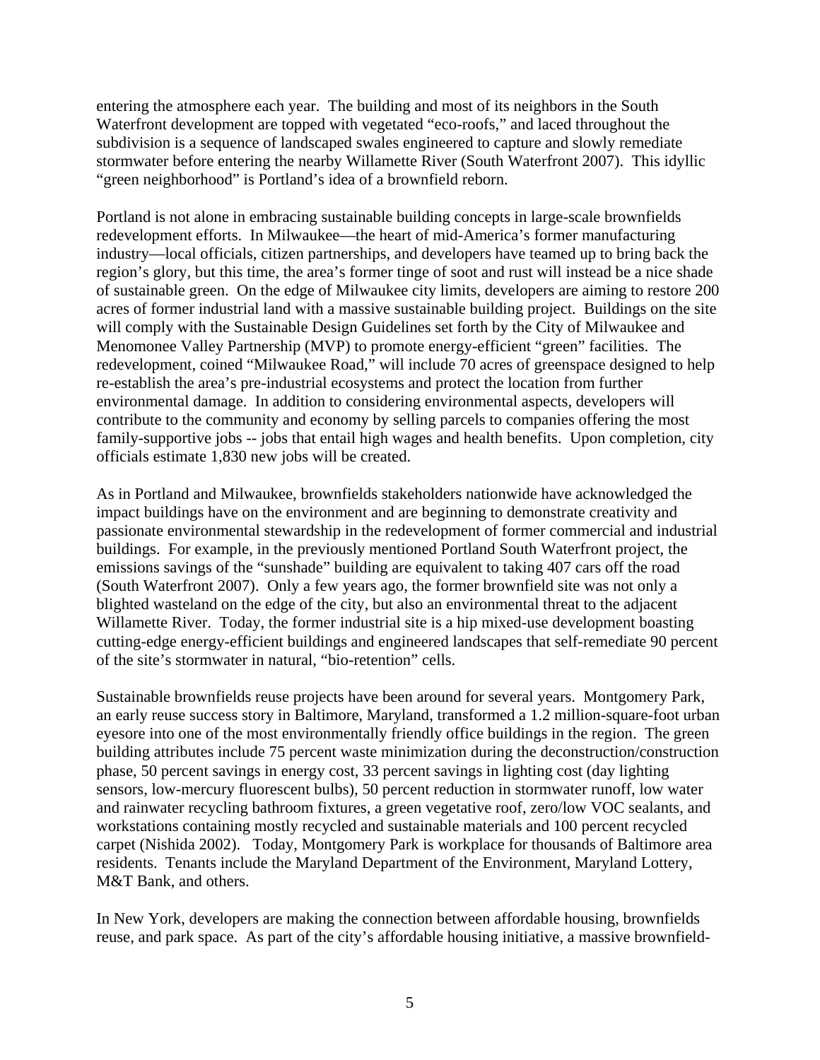entering the atmosphere each year. The building and most of its neighbors in the South Waterfront development are topped with vegetated "eco-roofs," and laced throughout the subdivision is a sequence of landscaped swales engineered to capture and slowly remediate stormwater before entering the nearby Willamette River (South Waterfront 2007). This idyllic "green neighborhood" is Portland's idea of a brownfield reborn.

Portland is not alone in embracing sustainable building concepts in large-scale brownfields redevelopment efforts. In Milwaukee—the heart of mid-America's former manufacturing industry—local officials, citizen partnerships, and developers have teamed up to bring back the region's glory, but this time, the area's former tinge of soot and rust will instead be a nice shade of sustainable green. On the edge of Milwaukee city limits, developers are aiming to restore 200 acres of former industrial land with a massive sustainable building project. Buildings on the site will comply with the Sustainable Design Guidelines set forth by the City of Milwaukee and Menomonee Valley Partnership (MVP) to promote energy-efficient "green" facilities. The redevelopment, coined "Milwaukee Road," will include 70 acres of greenspace designed to help re-establish the area's pre-industrial ecosystems and protect the location from further environmental damage. In addition to considering environmental aspects, developers will contribute to the community and economy by selling parcels to companies offering the most family-supportive jobs -- jobs that entail high wages and health benefits. Upon completion, city officials estimate 1,830 new jobs will be created.

As in Portland and Milwaukee, brownfields stakeholders nationwide have acknowledged the impact buildings have on the environment and are beginning to demonstrate creativity and passionate environmental stewardship in the redevelopment of former commercial and industrial buildings. For example, in the previously mentioned Portland South Waterfront project, the emissions savings of the "sunshade" building are equivalent to taking 407 cars off the road (South Waterfront 2007). Only a few years ago, the former brownfield site was not only a blighted wasteland on the edge of the city, but also an environmental threat to the adjacent Willamette River. Today, the former industrial site is a hip mixed-use development boasting cutting-edge energy-efficient buildings and engineered landscapes that self-remediate 90 percent of the site's stormwater in natural, "bio-retention" cells.

Sustainable brownfields reuse projects have been around for several years. Montgomery Park, an early reuse success story in Baltimore, Maryland, transformed a 1.2 million-square-foot urban eyesore into one of the most environmentally friendly office buildings in the region. The green building attributes include 75 percent waste minimization during the deconstruction/construction phase, 50 percent savings in energy cost, 33 percent savings in lighting cost (day lighting sensors, low-mercury fluorescent bulbs), 50 percent reduction in stormwater runoff, low water and rainwater recycling bathroom fixtures, a green vegetative roof, zero/low VOC sealants, and workstations containing mostly recycled and sustainable materials and 100 percent recycled carpet (Nishida 2002). Today, Montgomery Park is workplace for thousands of Baltimore area residents. Tenants include the Maryland Department of the Environment, Maryland Lottery, M&T Bank, and others.

In New York, developers are making the connection between affordable housing, brownfields reuse, and park space. As part of the city's affordable housing initiative, a massive brownfield-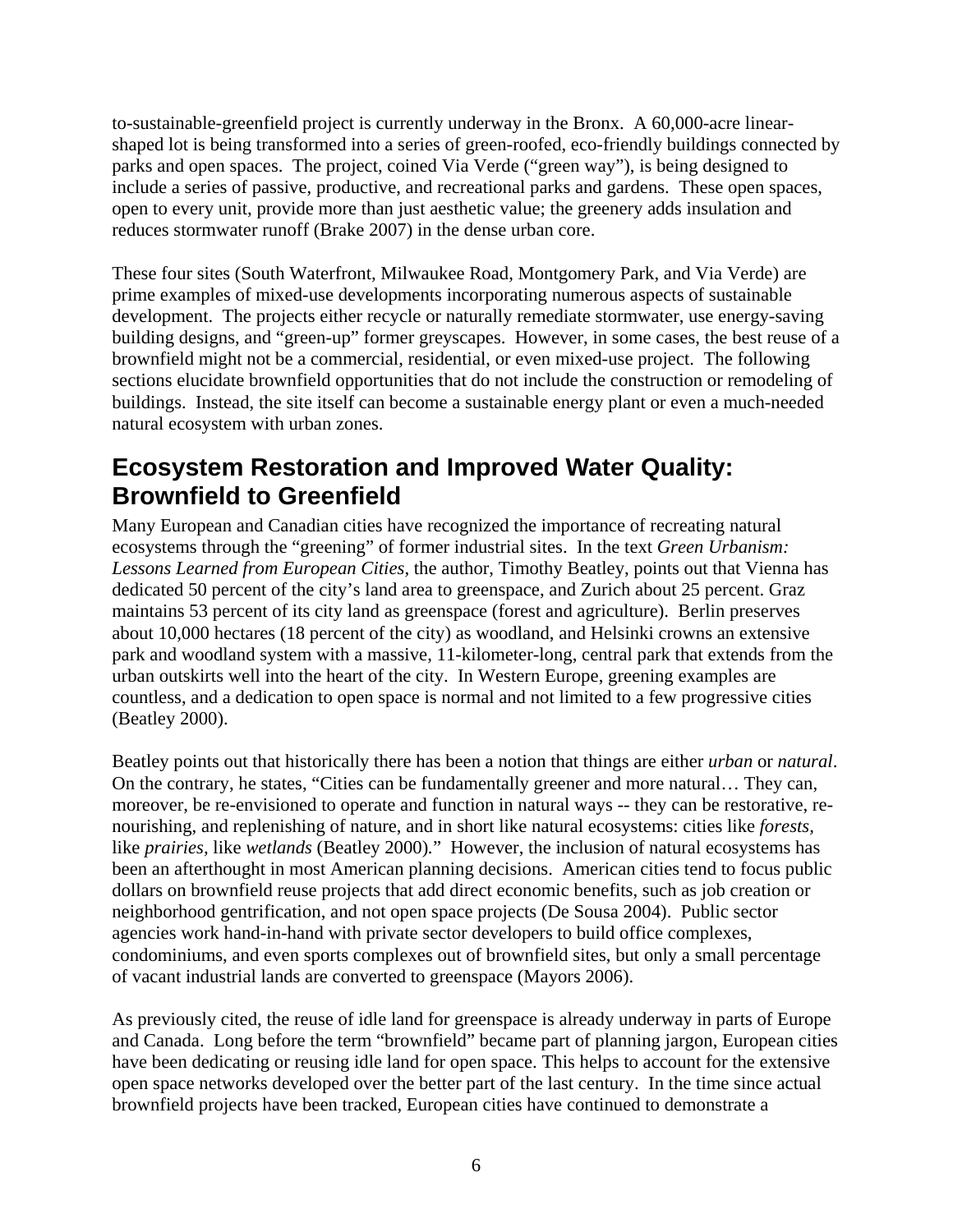to-sustainable-greenfield project is currently underway in the Bronx. A 60,000-acre linear-shaped lot is being transformed into a series of green-roofed, eco-friendly buildings connected by parks and open spaces. The project, coined Via Verde ("green way"), is being designed to include a series of passive, productive, and recreational parks and gardens. These open spaces, open to every unit, provide more than just aesthetic value; the greenery adds insulation and reduces stormwater runoff (Brake 2007) in the dense urban core.

These four sites (South Waterfront, Milwaukee Road, Montgomery Park, and Via Verde) are prime examples of mixed-use developments incorporating numerous aspects of sustainable development. The projects either recycle or naturally remediate stormwater, use energy-saving building designs, and "green-up" former greyscapes. However, in some cases, the best reuse of a brownfield might not be a commercial, residential, or even mixed-use project. The following sections elucidate brownfield opportunities that do not include the construction or remodeling of buildings. Instead, the site itself can become a sustainable energy plant or even a much-needed natural ecosystem with urban zones.

## Ecosystem Restoration and Improved Water Quality: Brownfield to Greenfield

Many European and Canadian cities have recognized the importance of recreating natural ecosystems through the "greening" of former industrial sites. In the text *Green Urbanism: Lessons Learned from European Cities*, the author, Timothy Beatley, points out that Vienna has dedicated 50 percent of the city's land area to greenspace, and Zurich about 25 percent. Graz maintains 53 percent of its city land as greenspace (forest and agriculture). Berlin preserves about 10,000 hectares (18 percent of the city) as woodland, and Helsinki crowns an extensive park and woodland system with a massive, 11-kilometer-long, central park that extends from the urban outskirts well into the heart of the city. In Western Europe, greening examples are countless, and a dedication to open space is normal and not limited to a few progressive cities (Beatley 2000).

Beatley points out that historically there has been a notion that things are either *urban* or *natural*. On the contrary, he states, "Cities can be fundamentally greener and more natural… They can, moreover, be re-envisioned to operate and function in natural ways -- they can be restorative, re-nourishing, and replenishing of nature, and in short like natural ecosystems: cities like *forests*, like *prairies*, like *wetlands* (Beatley 2000)." However, the inclusion of natural ecosystems has been an afterthought in most American planning decisions. American cities tend to focus public dollars on brownfield reuse projects that add direct economic benefits, such as job creation or neighborhood gentrification, and not open space projects (De Sousa 2004). Public sector agencies work hand-in-hand with private sector developers to build office complexes, condominiums, and even sports complexes out of brownfield sites, but only a small percentage of vacant industrial lands are converted to greenspace (Mayors 2006).

As previously cited, the reuse of idle land for greenspace is already underway in parts of Europe and Canada. Long before the term "brownfield" became part of planning jargon, European cities have been dedicating or reusing idle land for open space. This helps to account for the extensive open space networks developed over the better part of the last century. In the time since actual brownfield projects have been tracked, European cities have continued to demonstrate a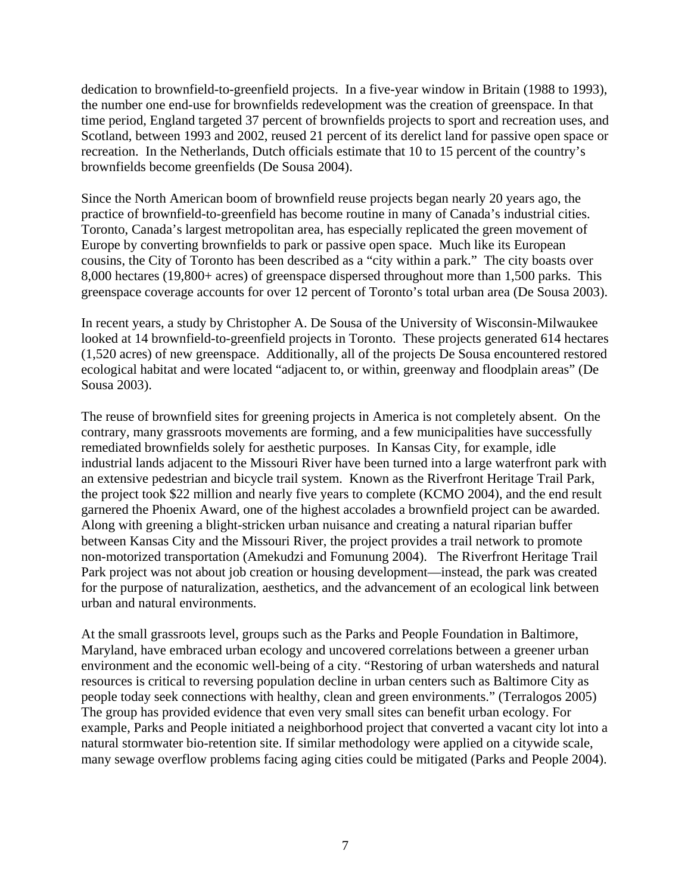dedication to brownfield-to-greenfield projects. In a five-year window in Britain (1988 to 1993), the number one end-use for brownfields redevelopment was the creation of greenspace. In that time period, England targeted 37 percent of brownfields projects to sport and recreation uses, and Scotland, between 1993 and 2002, reused 21 percent of its derelict land for passive open space or recreation. In the Netherlands, Dutch officials estimate that 10 to 15 percent of the country's brownfields become greenfields (De Sousa 2004).

Since the North American boom of brownfield reuse projects began nearly 20 years ago, the practice of brownfield-to-greenfield has become routine in many of Canada's industrial cities. Toronto, Canada's largest metropolitan area, has especially replicated the green movement of Europe by converting brownfields to park or passive open space. Much like its European cousins, the City of Toronto has been described as a "city within a park." The city boasts over 8,000 hectares (19,800+ acres) of greenspace dispersed throughout more than 1,500 parks. This greenspace coverage accounts for over 12 percent of Toronto's total urban area (De Sousa 2003).

In recent years, a study by Christopher A. De Sousa of the University of Wisconsin-Milwaukee looked at 14 brownfield-to-greenfield projects in Toronto. These projects generated 614 hectares (1,520 acres) of new greenspace. Additionally, all of the projects De Sousa encountered restored ecological habitat and were located "adjacent to, or within, greenway and floodplain areas" (De Sousa 2003).

The reuse of brownfield sites for greening projects in America is not completely absent. On the contrary, many grassroots movements are forming, and a few municipalities have successfully remediated brownfields solely for aesthetic purposes. In Kansas City, for example, idle industrial lands adjacent to the Missouri River have been turned into a large waterfront park with an extensive pedestrian and bicycle trail system. Known as the Riverfront Heritage Trail Park, the project took $22 million and nearly five years to complete (KCMO 2004), and the end result garnered the Phoenix Award, one of the highest accolades a brownfield project can be awarded. Along with greening a blight-stricken urban nuisance and creating a natural riparian buffer between Kansas City and the Missouri River, the project provides a trail network to promote non-motorized transportation (Amekudzi and Fomunung 2004). The Riverfront Heritage Trail Park project was not about job creation or housing development—instead, the park was created for the purpose of naturalization, aesthetics, and the advancement of an ecological link between urban and natural environments.

At the small grassroots level, groups such as the Parks and People Foundation in Baltimore, Maryland, have embraced urban ecology and uncovered correlations between a greener urban environment and the economic well-being of a city. "Restoring of urban watersheds and natural resources is critical to reversing population decline in urban centers such as Baltimore City as people today seek connections with healthy, clean and green environments." (Terralogos 2005) The group has provided evidence that even very small sites can benefit urban ecology. For example, Parks and People initiated a neighborhood project that converted a vacant city lot into a natural stormwater bio-retention site. If similar methodology were applied on a citywide scale, many sewage overflow problems facing aging cities could be mitigated (Parks and People 2004).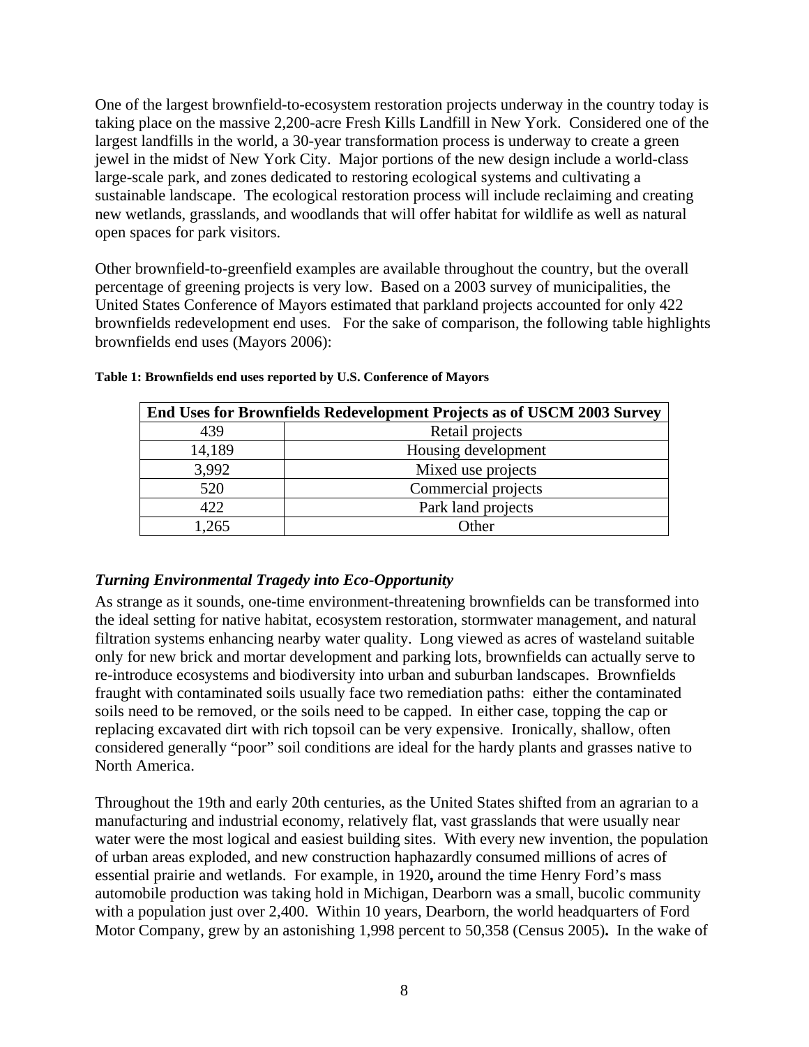One of the largest brownfield-to-ecosystem restoration projects underway in the country today is taking place on the massive 2,200-acre Fresh Kills Landfill in New York. Considered one of the largest landfills in the world, a 30-year transformation process is underway to create a green jewel in the midst of New York City. Major portions of the new design include a world-class large-scale park, and zones dedicated to restoring ecological systems and cultivating a sustainable landscape. The ecological restoration process will include reclaiming and creating new wetlands, grasslands, and woodlands that will offer habitat for wildlife as well as natural open spaces for park visitors.

Other brownfield-to-greenfield examples are available throughout the country, but the overall percentage of greening projects is very low. Based on a 2003 survey of municipalities, the United States Conference of Mayors estimated that parkland projects accounted for only 422 brownfields redevelopment end uses. For the sake of comparison, the following table highlights brownfields end uses (Mayors 2006):

**Table 1: Brownfields end uses reported by U.S. Conference of Mayors**

| End Uses for Brownfields Redevelopment Projects as of USCM 2003 Survey | |
|---|---|
| 439 | Retail projects |
| 14,189 | Housing development |
| 3,992 | Mixed use projects |
| 520 | Commercial projects |
| 422 | Park land projects |
| 1,265 | Other |

### *Turning Environmental Tragedy into Eco-Opportunity*

As strange as it sounds, one-time environment-threatening brownfields can be transformed into the ideal setting for native habitat, ecosystem restoration, stormwater management, and natural filtration systems enhancing nearby water quality. Long viewed as acres of wasteland suitable only for new brick and mortar development and parking lots, brownfields can actually serve to re-introduce ecosystems and biodiversity into urban and suburban landscapes. Brownfields fraught with contaminated soils usually face two remediation paths: either the contaminated soils need to be removed, or the soils need to be capped. In either case, topping the cap or replacing excavated dirt with rich topsoil can be very expensive. Ironically, shallow, often considered generally "poor" soil conditions are ideal for the hardy plants and grasses native to North America.

Throughout the 19th and early 20th centuries, as the United States shifted from an agrarian to a manufacturing and industrial economy, relatively flat, vast grasslands that were usually near water were the most logical and easiest building sites. With every new invention, the population of urban areas exploded, and new construction haphazardly consumed millions of acres of essential prairie and wetlands. For example, in 1920**,** around the time Henry Ford's mass automobile production was taking hold in Michigan, Dearborn was a small, bucolic community with a population just over 2,400. Within 10 years, Dearborn, the world headquarters of Ford Motor Company, grew by an astonishing 1,998 percent to 50,358 (Census 2005)**.** In the wake of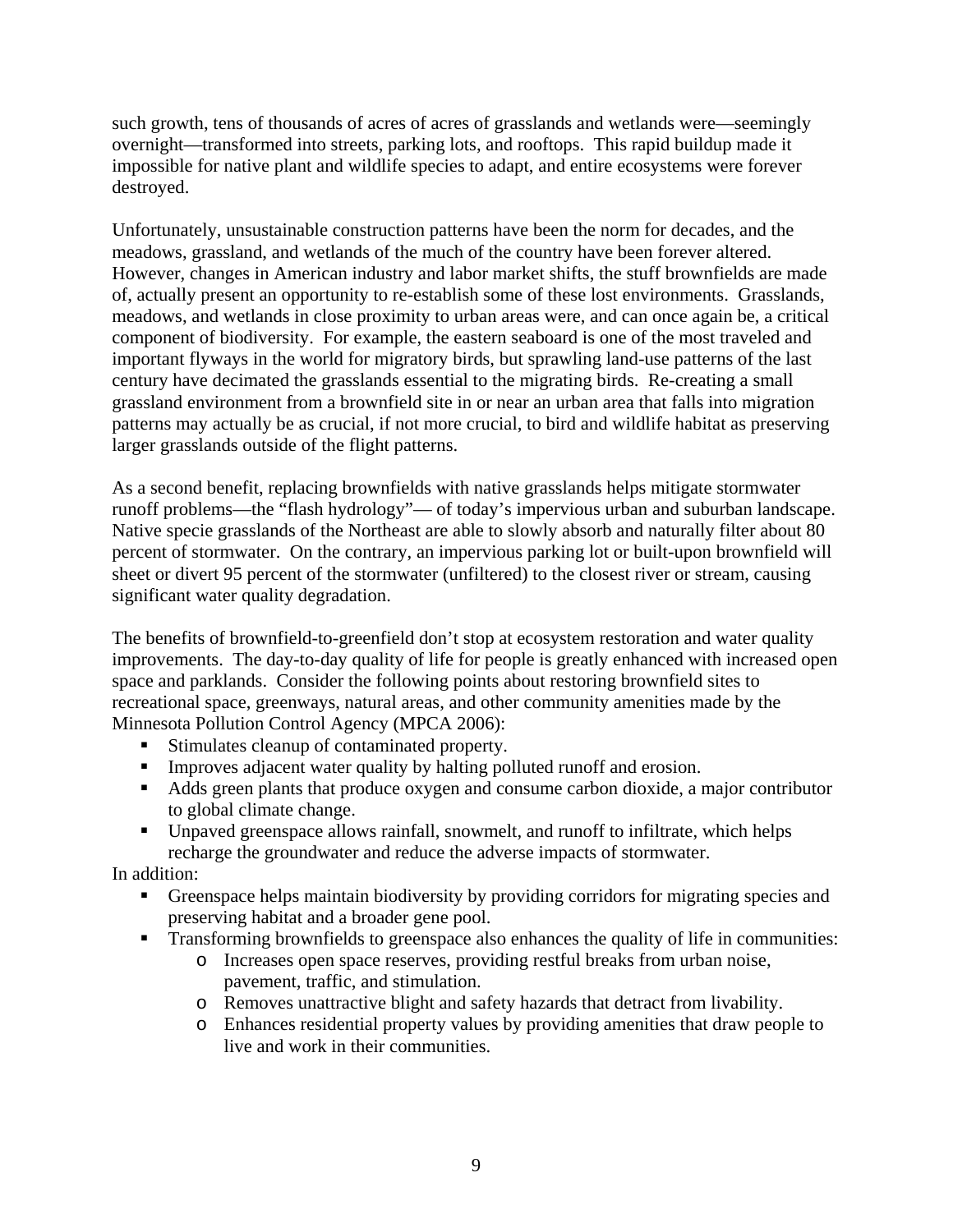such growth, tens of thousands of acres of acres of grasslands and wetlands were—seemingly overnight—transformed into streets, parking lots, and rooftops. This rapid buildup made it impossible for native plant and wildlife species to adapt, and entire ecosystems were forever destroyed.

Unfortunately, unsustainable construction patterns have been the norm for decades, and the meadows, grassland, and wetlands of the much of the country have been forever altered. However, changes in American industry and labor market shifts, the stuff brownfields are made of, actually present an opportunity to re-establish some of these lost environments. Grasslands, meadows, and wetlands in close proximity to urban areas were, and can once again be, a critical component of biodiversity. For example, the eastern seaboard is one of the most traveled and important flyways in the world for migratory birds, but sprawling land-use patterns of the last century have decimated the grasslands essential to the migrating birds. Re-creating a small grassland environment from a brownfield site in or near an urban area that falls into migration patterns may actually be as crucial, if not more crucial, to bird and wildlife habitat as preserving larger grasslands outside of the flight patterns.

As a second benefit, replacing brownfields with native grasslands helps mitigate stormwater runoff problems—the "flash hydrology"— of today's impervious urban and suburban landscape. Native specie grasslands of the Northeast are able to slowly absorb and naturally filter about 80 percent of stormwater. On the contrary, an impervious parking lot or built-upon brownfield will sheet or divert 95 percent of the stormwater (unfiltered) to the closest river or stream, causing significant water quality degradation.

The benefits of brownfield-to-greenfield don't stop at ecosystem restoration and water quality improvements. The day-to-day quality of life for people is greatly enhanced with increased open space and parklands. Consider the following points about restoring brownfield sites to recreational space, greenways, natural areas, and other community amenities made by the Minnesota Pollution Control Agency (MPCA 2006):

- Stimulates cleanup of contaminated property.
- Improves adjacent water quality by halting polluted runoff and erosion.
- Adds green plants that produce oxygen and consume carbon dioxide, a major contributor to global climate change.
- Unpaved greenspace allows rainfall, snowmelt, and runoff to infiltrate, which helps recharge the groundwater and reduce the adverse impacts of stormwater.

In addition:

- Greenspace helps maintain biodiversity by providing corridors for migrating species and preserving habitat and a broader gene pool.
- Transforming brownfields to greenspace also enhances the quality of life in communities:
  - Increases open space reserves, providing restful breaks from urban noise, pavement, traffic, and stimulation.
  - Removes unattractive blight and safety hazards that detract from livability.
  - Enhances residential property values by providing amenities that draw people to live and work in their communities.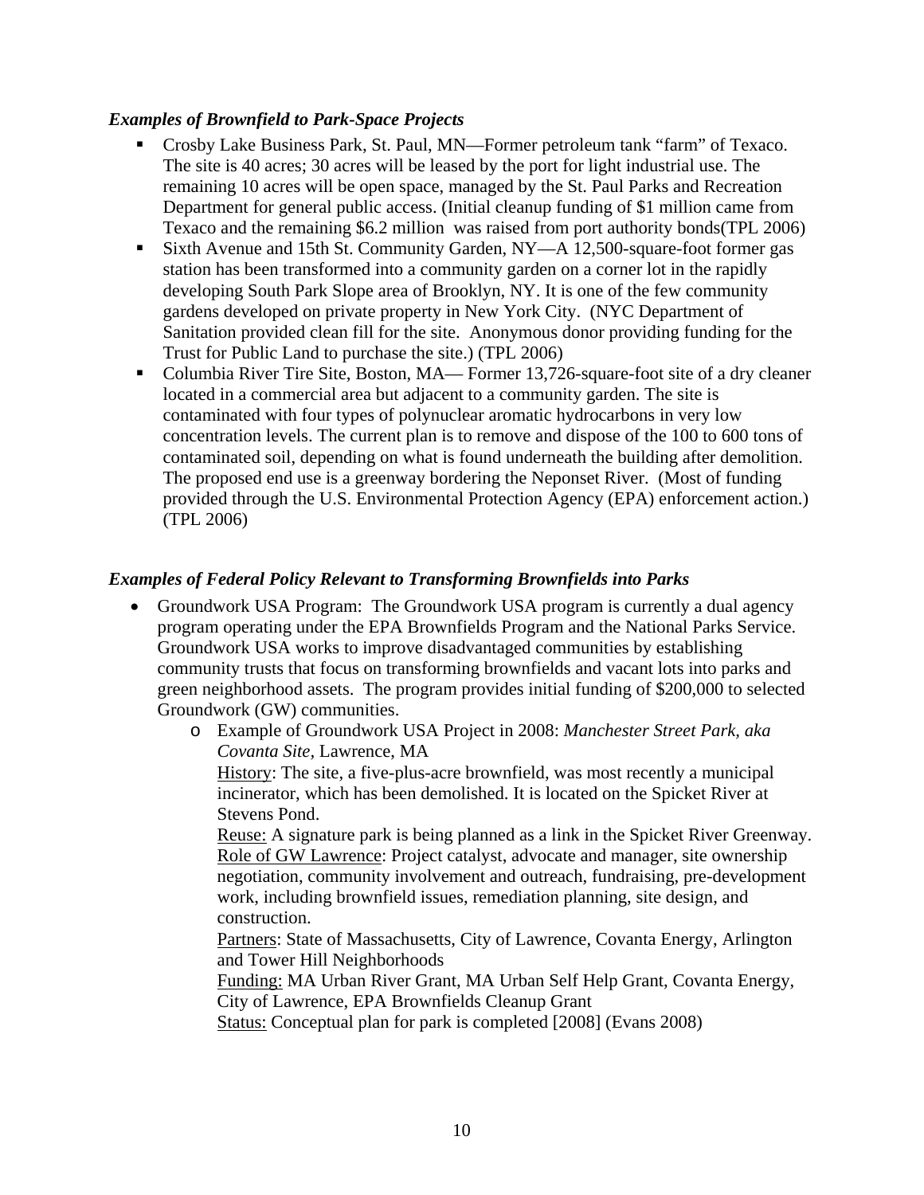### *Examples of Brownfield to Park-Space Projects*

- Crosby Lake Business Park, St. Paul, MN—Former petroleum tank "farm" of Texaco. The site is 40 acres; 30 acres will be leased by the port for light industrial use. The remaining 10 acres will be open space, managed by the St. Paul Parks and Recreation Department for general public access. (Initial cleanup funding of $1 million came from Texaco and the remaining $6.2 million was raised from port authority bonds(TPL 2006)
- Sixth Avenue and 15th St. Community Garden, NY—A 12,500-square-foot former gas station has been transformed into a community garden on a corner lot in the rapidly developing South Park Slope area of Brooklyn, NY. It is one of the few community gardens developed on private property in New York City. (NYC Department of Sanitation provided clean fill for the site. Anonymous donor providing funding for the Trust for Public Land to purchase the site.) (TPL 2006)
- Columbia River Tire Site, Boston, MA— Former 13,726-square-foot site of a dry cleaner located in a commercial area but adjacent to a community garden. The site is contaminated with four types of polynuclear aromatic hydrocarbons in very low concentration levels. The current plan is to remove and dispose of the 100 to 600 tons of contaminated soil, depending on what is found underneath the building after demolition. The proposed end use is a greenway bordering the Neponset River. (Most of funding provided through the U.S. Environmental Protection Agency (EPA) enforcement action.) (TPL 2006)

### *Examples of Federal Policy Relevant to Transforming Brownfields into Parks*

- Groundwork USA Program: The Groundwork USA program is currently a dual agency program operating under the EPA Brownfields Program and the National Parks Service. Groundwork USA works to improve disadvantaged communities by establishing community trusts that focus on transforming brownfields and vacant lots into parks and green neighborhood assets. The program provides initial funding of $200,000 to selected Groundwork (GW) communities.
  - Example of Groundwork USA Project in 2008: *Manchester Street Park, aka Covanta Site*, Lawrence, MA

    <u>History</u>: The site, a five-plus-acre brownfield, was most recently a municipal incinerator, which has been demolished. It is located on the Spicket River at Stevens Pond.

    <u>Reuse:</u> A signature park is being planned as a link in the Spicket River Greenway.

    <u>Role of GW Lawrence</u>: Project catalyst, advocate and manager, site ownership negotiation, community involvement and outreach, fundraising, pre-development work, including brownfield issues, remediation planning, site design, and construction.

    <u>Partners</u>: State of Massachusetts, City of Lawrence, Covanta Energy, Arlington and Tower Hill Neighborhoods

    <u>Funding:</u> MA Urban River Grant, MA Urban Self Help Grant, Covanta Energy, City of Lawrence, EPA Brownfields Cleanup Grant

    <u>Status:</u> Conceptual plan for park is completed [2008] (Evans 2008)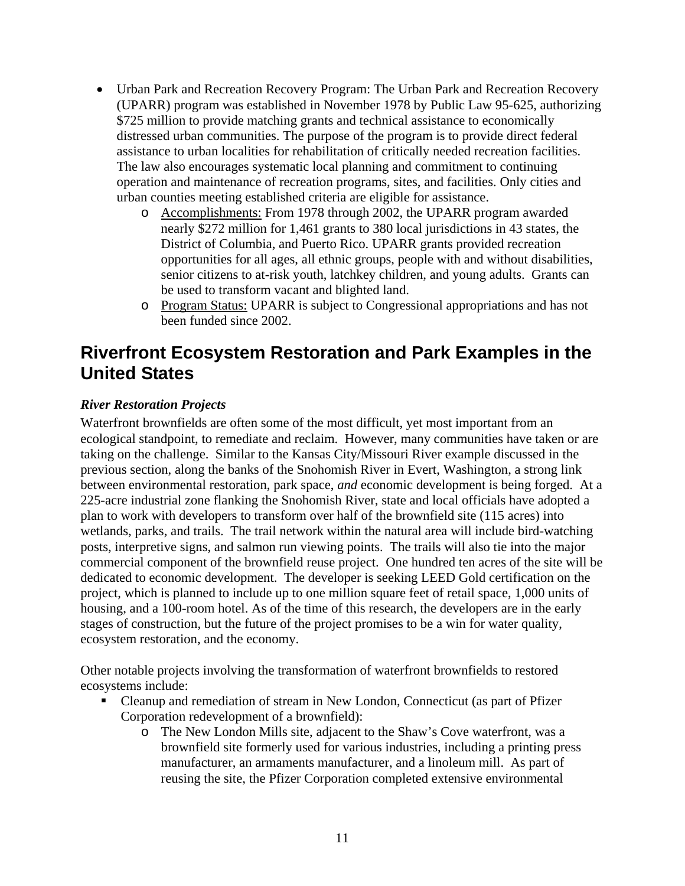- Urban Park and Recreation Recovery Program: The Urban Park and Recreation Recovery (UPARR) program was established in November 1978 by Public Law 95-625, authorizing $725 million to provide matching grants and technical assistance to economically distressed urban communities. The purpose of the program is to provide direct federal assistance to urban localities for rehabilitation of critically needed recreation facilities. The law also encourages systematic local planning and commitment to continuing operation and maintenance of recreation programs, sites, and facilities. Only cities and urban counties meeting established criteria are eligible for assistance.
    - Accomplishments: From 1978 through 2002, the UPARR program awarded nearly $272 million for 1,461 grants to 380 local jurisdictions in 43 states, the District of Columbia, and Puerto Rico. UPARR grants provided recreation opportunities for all ages, all ethnic groups, people with and without disabilities, senior citizens to at-risk youth, latchkey children, and young adults. Grants can be used to transform vacant and blighted land.
    - Program Status: UPARR is subject to Congressional appropriations and has not been funded since 2002.

## Riverfront Ecosystem Restoration and Park Examples in the United States

***River Restoration Projects***

Waterfront brownfields are often some of the most difficult, yet most important from an ecological standpoint, to remediate and reclaim. However, many communities have taken or are taking on the challenge. Similar to the Kansas City/Missouri River example discussed in the previous section, along the banks of the Snohomish River in Evert, Washington, a strong link between environmental restoration, park space, *and* economic development is being forged. At a 225-acre industrial zone flanking the Snohomish River, state and local officials have adopted a plan to work with developers to transform over half of the brownfield site (115 acres) into wetlands, parks, and trails. The trail network within the natural area will include bird-watching posts, interpretive signs, and salmon run viewing points. The trails will also tie into the major commercial component of the brownfield reuse project. One hundred ten acres of the site will be dedicated to economic development. The developer is seeking LEED Gold certification on the project, which is planned to include up to one million square feet of retail space, 1,000 units of housing, and a 100-room hotel. As of the time of this research, the developers are in the early stages of construction, but the future of the project promises to be a win for water quality, ecosystem restoration, and the economy.

Other notable projects involving the transformation of waterfront brownfields to restored ecosystems include:

- Cleanup and remediation of stream in New London, Connecticut (as part of Pfizer Corporation redevelopment of a brownfield):
    - The New London Mills site, adjacent to the Shaw's Cove waterfront, was a brownfield site formerly used for various industries, including a printing press manufacturer, an armaments manufacturer, and a linoleum mill. As part of reusing the site, the Pfizer Corporation completed extensive environmental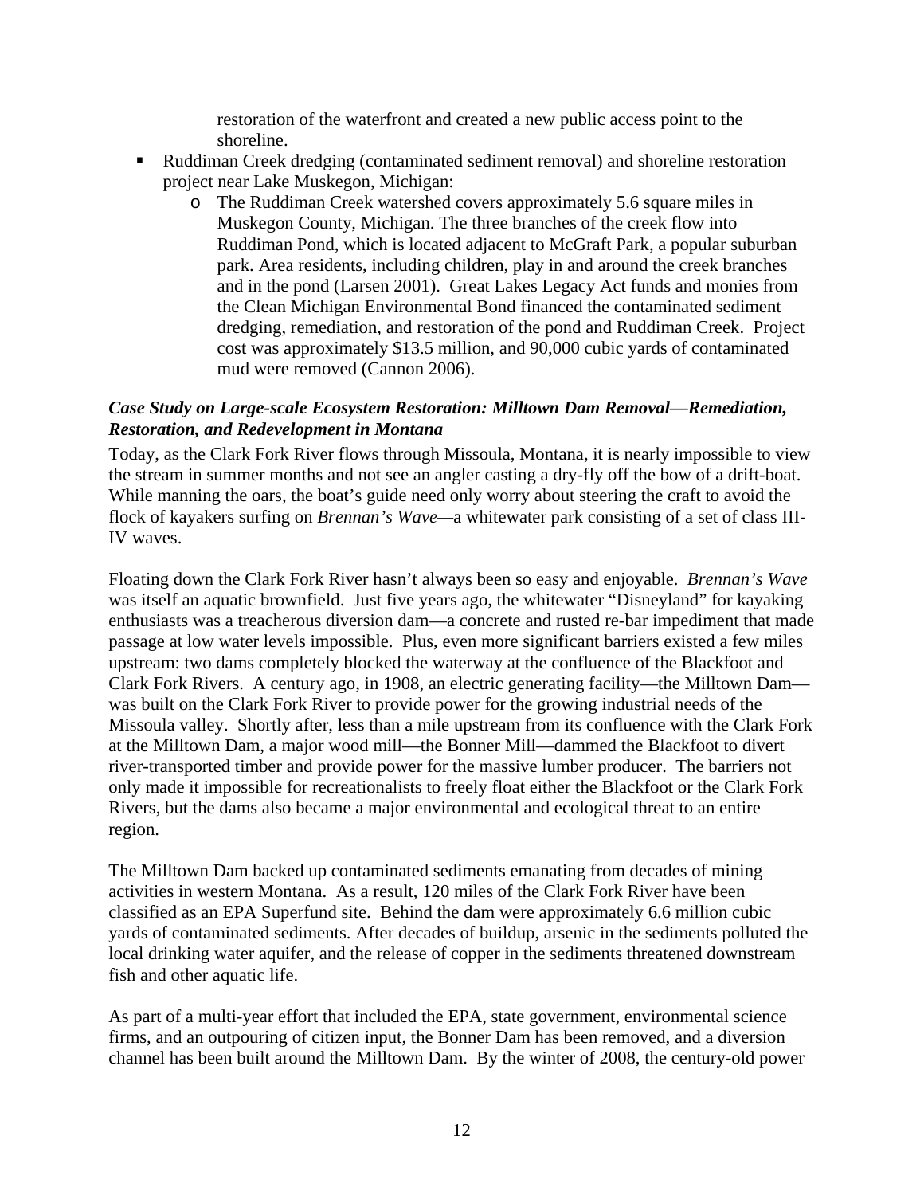restoration of the waterfront and created a new public access point to the shoreline.

- Ruddiman Creek dredging (contaminated sediment removal) and shoreline restoration project near Lake Muskegon, Michigan:
    - The Ruddiman Creek watershed covers approximately 5.6 square miles in Muskegon County, Michigan. The three branches of the creek flow into Ruddiman Pond, which is located adjacent to McGraft Park, a popular suburban park. Area residents, including children, play in and around the creek branches and in the pond (Larsen 2001). Great Lakes Legacy Act funds and monies from the Clean Michigan Environmental Bond financed the contaminated sediment dredging, remediation, and restoration of the pond and Ruddiman Creek. Project cost was approximately $13.5 million, and 90,000 cubic yards of contaminated mud were removed (Cannon 2006).

***Case Study on Large-scale Ecosystem Restoration: Milltown Dam Removal—Remediation, Restoration, and Redevelopment in Montana***

Today, as the Clark Fork River flows through Missoula, Montana, it is nearly impossible to view the stream in summer months and not see an angler casting a dry-fly off the bow of a drift-boat. While manning the oars, the boat's guide need only worry about steering the craft to avoid the flock of kayakers surfing on *Brennan's Wave*—a whitewater park consisting of a set of class III-IV waves.

Floating down the Clark Fork River hasn't always been so easy and enjoyable. *Brennan's Wave* was itself an aquatic brownfield. Just five years ago, the whitewater "Disneyland" for kayaking enthusiasts was a treacherous diversion dam—a concrete and rusted re-bar impediment that made passage at low water levels impossible. Plus, even more significant barriers existed a few miles upstream: two dams completely blocked the waterway at the confluence of the Blackfoot and Clark Fork Rivers. A century ago, in 1908, an electric generating facility—the Milltown Dam—was built on the Clark Fork River to provide power for the growing industrial needs of the Missoula valley. Shortly after, less than a mile upstream from its confluence with the Clark Fork at the Milltown Dam, a major wood mill—the Bonner Mill—dammed the Blackfoot to divert river-transported timber and provide power for the massive lumber producer. The barriers not only made it impossible for recreationalists to freely float either the Blackfoot or the Clark Fork Rivers, but the dams also became a major environmental and ecological threat to an entire region.

The Milltown Dam backed up contaminated sediments emanating from decades of mining activities in western Montana. As a result, 120 miles of the Clark Fork River have been classified as an EPA Superfund site. Behind the dam were approximately 6.6 million cubic yards of contaminated sediments. After decades of buildup, arsenic in the sediments polluted the local drinking water aquifer, and the release of copper in the sediments threatened downstream fish and other aquatic life.

As part of a multi-year effort that included the EPA, state government, environmental science firms, and an outpouring of citizen input, the Bonner Dam has been removed, and a diversion channel has been built around the Milltown Dam. By the winter of 2008, the century-old power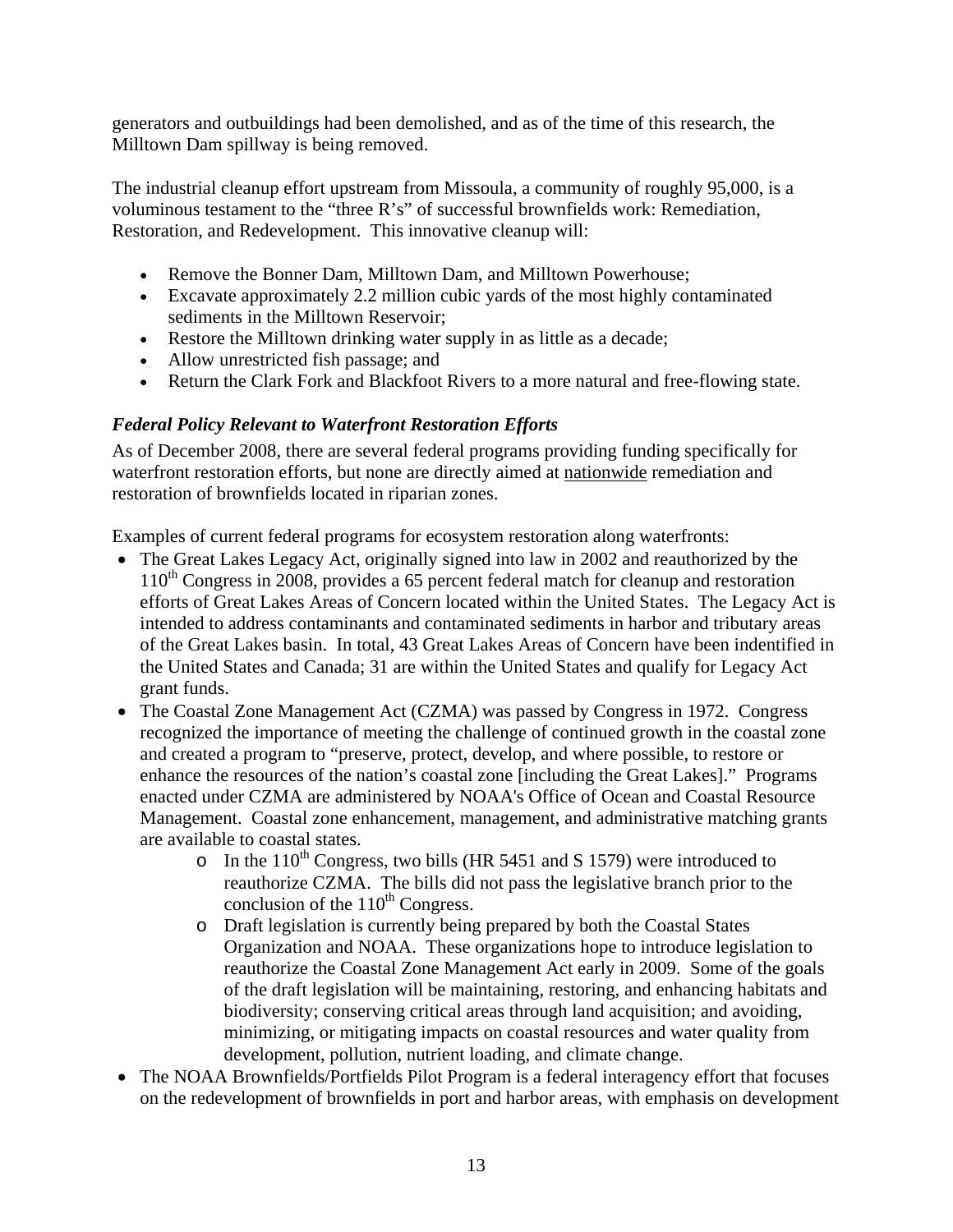generators and outbuildings had been demolished, and as of the time of this research, the Milltown Dam spillway is being removed.

The industrial cleanup effort upstream from Missoula, a community of roughly 95,000, is a voluminous testament to the "three R's" of successful brownfields work: Remediation, Restoration, and Redevelopment. This innovative cleanup will:

- Remove the Bonner Dam, Milltown Dam, and Milltown Powerhouse;
- Excavate approximately 2.2 million cubic yards of the most highly contaminated sediments in the Milltown Reservoir;
- Restore the Milltown drinking water supply in as little as a decade;
- Allow unrestricted fish passage; and
- Return the Clark Fork and Blackfoot Rivers to a more natural and free-flowing state.

### *Federal Policy Relevant to Waterfront Restoration Efforts*

As of December 2008, there are several federal programs providing funding specifically for waterfront restoration efforts, but none are directly aimed at <u>nationwide</u> remediation and restoration of brownfields located in riparian zones.

Examples of current federal programs for ecosystem restoration along waterfronts:

- The Great Lakes Legacy Act, originally signed into law in 2002 and reauthorized by the 110th Congress in 2008, provides a 65 percent federal match for cleanup and restoration efforts of Great Lakes Areas of Concern located within the United States. The Legacy Act is intended to address contaminants and contaminated sediments in harbor and tributary areas of the Great Lakes basin. In total, 43 Great Lakes Areas of Concern have been indentified in the United States and Canada; 31 are within the United States and qualify for Legacy Act grant funds.
- The Coastal Zone Management Act (CZMA) was passed by Congress in 1972. Congress recognized the importance of meeting the challenge of continued growth in the coastal zone and created a program to "preserve, protect, develop, and where possible, to restore or enhance the resources of the nation's coastal zone [including the Great Lakes]." Programs enacted under CZMA are administered by NOAA's Office of Ocean and Coastal Resource Management. Coastal zone enhancement, management, and administrative matching grants are available to coastal states.
    - In the 110th Congress, two bills (HR 5451 and S 1579) were introduced to reauthorize CZMA. The bills did not pass the legislative branch prior to the conclusion of the 110th Congress.
    - Draft legislation is currently being prepared by both the Coastal States Organization and NOAA. These organizations hope to introduce legislation to reauthorize the Coastal Zone Management Act early in 2009. Some of the goals of the draft legislation will be maintaining, restoring, and enhancing habitats and biodiversity; conserving critical areas through land acquisition; and avoiding, minimizing, or mitigating impacts on coastal resources and water quality from development, pollution, nutrient loading, and climate change.
- The NOAA Brownfields/Portfields Pilot Program is a federal interagency effort that focuses on the redevelopment of brownfields in port and harbor areas, with emphasis on development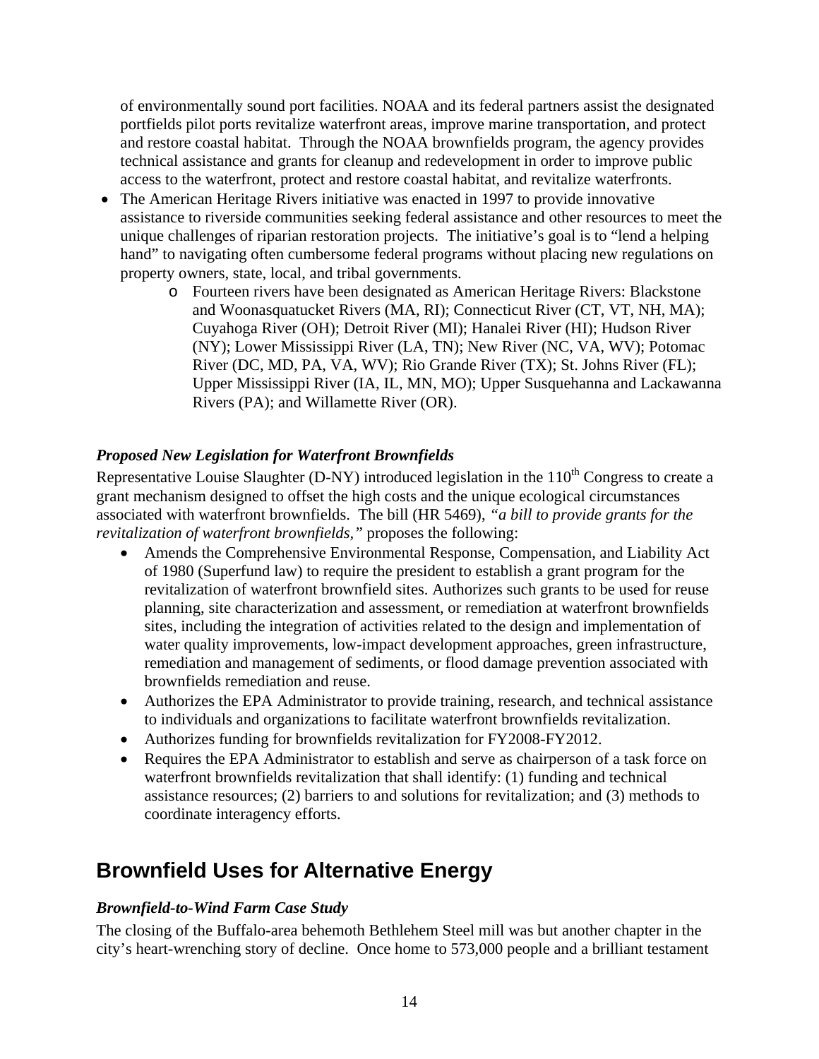of environmentally sound port facilities. NOAA and its federal partners assist the designated portfields pilot ports revitalize waterfront areas, improve marine transportation, and protect and restore coastal habitat. Through the NOAA brownfields program, the agency provides technical assistance and grants for cleanup and redevelopment in order to improve public access to the waterfront, protect and restore coastal habitat, and revitalize waterfronts.

- The American Heritage Rivers initiative was enacted in 1997 to provide innovative assistance to riverside communities seeking federal assistance and other resources to meet the unique challenges of riparian restoration projects. The initiative's goal is to "lend a helping hand" to navigating often cumbersome federal programs without placing new regulations on property owners, state, local, and tribal governments.
  - Fourteen rivers have been designated as American Heritage Rivers: Blackstone and Woonasquatucket Rivers (MA, RI); Connecticut River (CT, VT, NH, MA); Cuyahoga River (OH); Detroit River (MI); Hanalei River (HI); Hudson River (NY); Lower Mississippi River (LA, TN); New River (NC, VA, WV); Potomac River (DC, MD, PA, VA, WV); Rio Grande River (TX); St. Johns River (FL); Upper Mississippi River (IA, IL, MN, MO); Upper Susquehanna and Lackawanna Rivers (PA); and Willamette River (OR).

### *Proposed New Legislation for Waterfront Brownfields*

Representative Louise Slaughter (D-NY) introduced legislation in the 110th Congress to create a grant mechanism designed to offset the high costs and the unique ecological circumstances associated with waterfront brownfields. The bill (HR 5469), *"a bill to provide grants for the revitalization of waterfront brownfields,"* proposes the following:

- Amends the Comprehensive Environmental Response, Compensation, and Liability Act of 1980 (Superfund law) to require the president to establish a grant program for the revitalization of waterfront brownfield sites. Authorizes such grants to be used for reuse planning, site characterization and assessment, or remediation at waterfront brownfields sites, including the integration of activities related to the design and implementation of water quality improvements, low-impact development approaches, green infrastructure, remediation and management of sediments, or flood damage prevention associated with brownfields remediation and reuse.
- Authorizes the EPA Administrator to provide training, research, and technical assistance to individuals and organizations to facilitate waterfront brownfields revitalization.
- Authorizes funding for brownfields revitalization for FY2008-FY2012.
- Requires the EPA Administrator to establish and serve as chairperson of a task force on waterfront brownfields revitalization that shall identify: (1) funding and technical assistance resources; (2) barriers to and solutions for revitalization; and (3) methods to coordinate interagency efforts.

## Brownfield Uses for Alternative Energy

### *Brownfield-to-Wind Farm Case Study*

The closing of the Buffalo-area behemoth Bethlehem Steel mill was but another chapter in the city's heart-wrenching story of decline. Once home to 573,000 people and a brilliant testament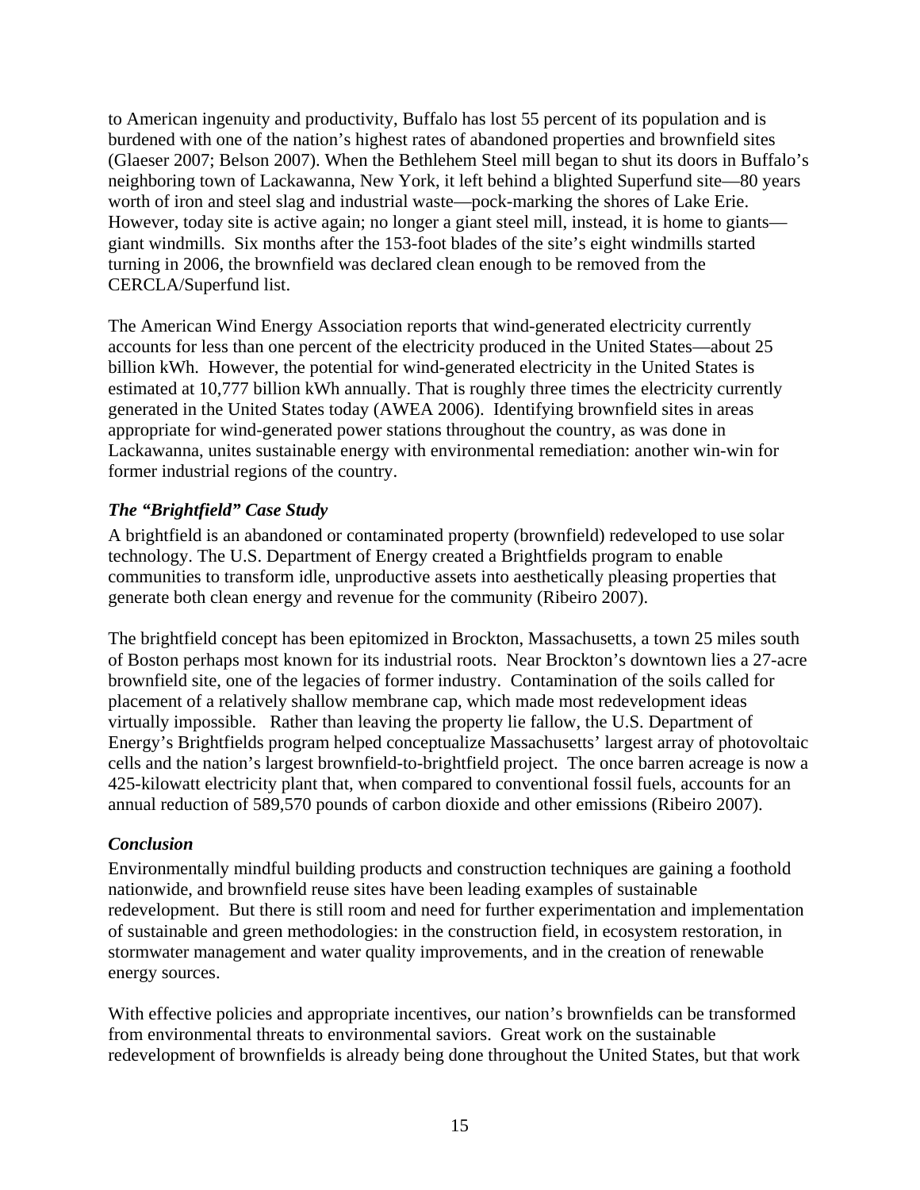to American ingenuity and productivity, Buffalo has lost 55 percent of its population and is burdened with one of the nation's highest rates of abandoned properties and brownfield sites (Glaeser 2007; Belson 2007). When the Bethlehem Steel mill began to shut its doors in Buffalo's neighboring town of Lackawanna, New York, it left behind a blighted Superfund site—80 years worth of iron and steel slag and industrial waste—pock-marking the shores of Lake Erie. However, today site is active again; no longer a giant steel mill, instead, it is home to giants—giant windmills. Six months after the 153-foot blades of the site's eight windmills started turning in 2006, the brownfield was declared clean enough to be removed from the CERCLA/Superfund list.

The American Wind Energy Association reports that wind-generated electricity currently accounts for less than one percent of the electricity produced in the United States—about 25 billion kWh. However, the potential for wind-generated electricity in the United States is estimated at 10,777 billion kWh annually. That is roughly three times the electricity currently generated in the United States today (AWEA 2006). Identifying brownfield sites in areas appropriate for wind-generated power stations throughout the country, as was done in Lackawanna, unites sustainable energy with environmental remediation: another win-win for former industrial regions of the country.

### *The "Brightfield" Case Study*

A brightfield is an abandoned or contaminated property (brownfield) redeveloped to use solar technology. The U.S. Department of Energy created a Brightfields program to enable communities to transform idle, unproductive assets into aesthetically pleasing properties that generate both clean energy and revenue for the community (Ribeiro 2007).

The brightfield concept has been epitomized in Brockton, Massachusetts, a town 25 miles south of Boston perhaps most known for its industrial roots. Near Brockton's downtown lies a 27-acre brownfield site, one of the legacies of former industry. Contamination of the soils called for placement of a relatively shallow membrane cap, which made most redevelopment ideas virtually impossible. Rather than leaving the property lie fallow, the U.S. Department of Energy's Brightfields program helped conceptualize Massachusetts' largest array of photovoltaic cells and the nation's largest brownfield-to-brightfield project. The once barren acreage is now a 425-kilowatt electricity plant that, when compared to conventional fossil fuels, accounts for an annual reduction of 589,570 pounds of carbon dioxide and other emissions (Ribeiro 2007).

### *Conclusion*

Environmentally mindful building products and construction techniques are gaining a foothold nationwide, and brownfield reuse sites have been leading examples of sustainable redevelopment. But there is still room and need for further experimentation and implementation of sustainable and green methodologies: in the construction field, in ecosystem restoration, in stormwater management and water quality improvements, and in the creation of renewable energy sources.

With effective policies and appropriate incentives, our nation's brownfields can be transformed from environmental threats to environmental saviors. Great work on the sustainable redevelopment of brownfields is already being done throughout the United States, but that work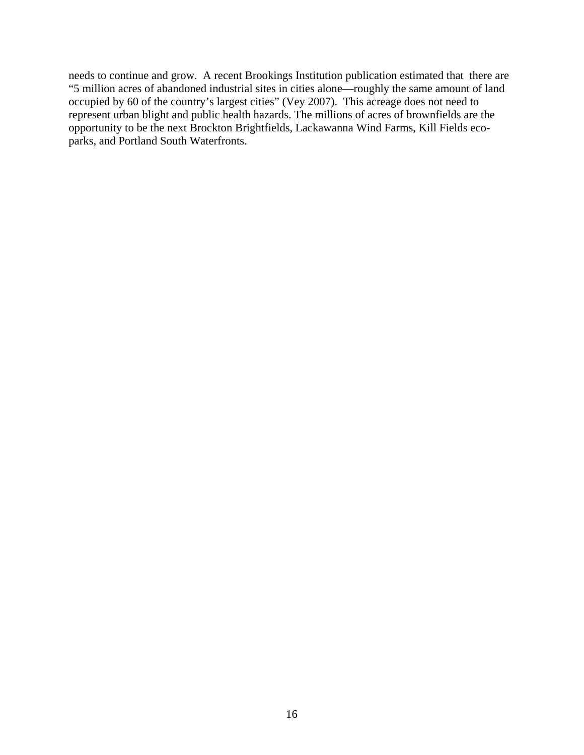needs to continue and grow. A recent Brookings Institution publication estimated that there are "5 million acres of abandoned industrial sites in cities alone—roughly the same amount of land occupied by 60 of the country's largest cities" (Vey 2007). This acreage does not need to represent urban blight and public health hazards. The millions of acres of brownfields are the opportunity to be the next Brockton Brightfields, Lackawanna Wind Farms, Kill Fields eco-parks, and Portland South Waterfronts.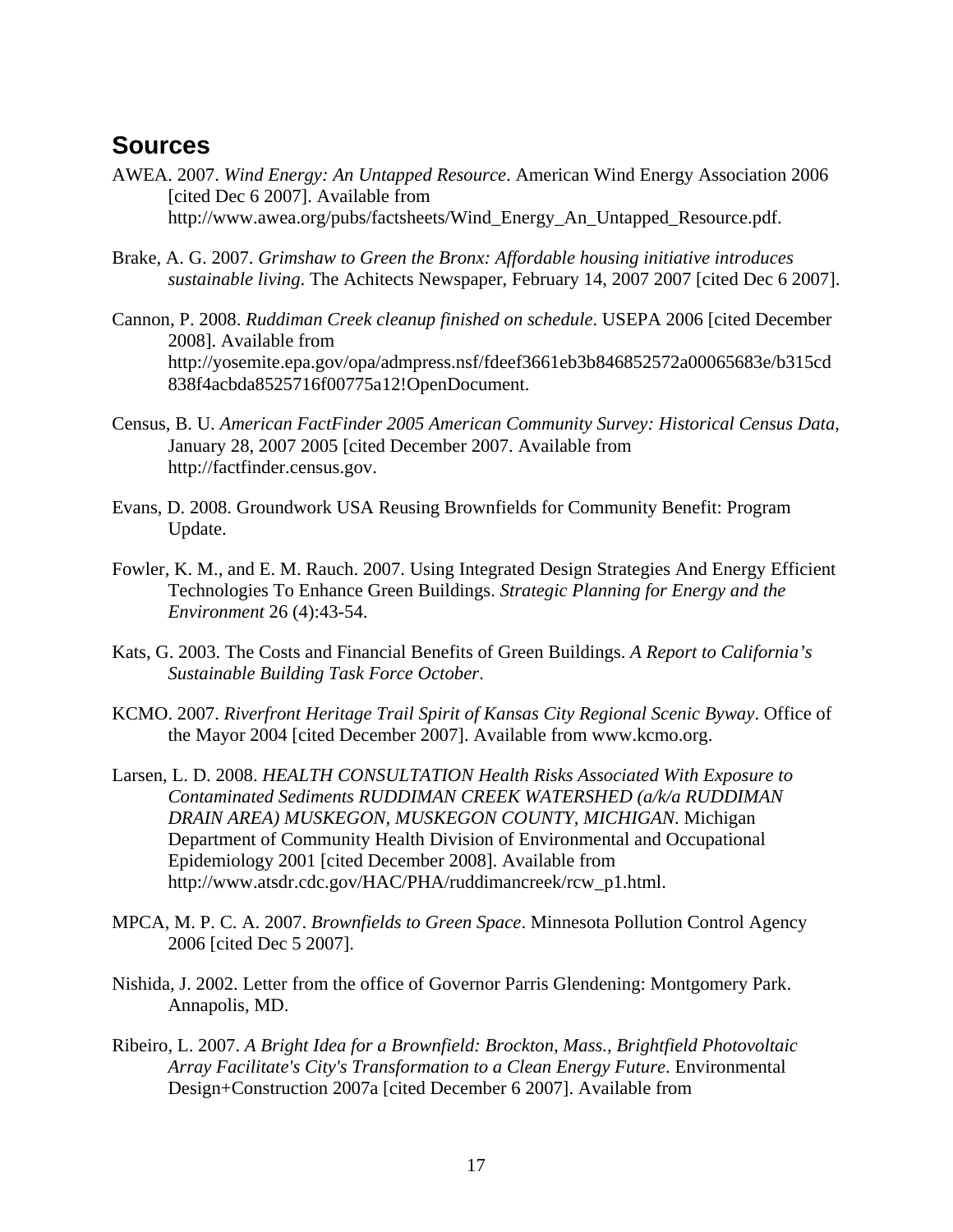## Sources

AWEA. 2007. *Wind Energy: An Untapped Resource*. American Wind Energy Association 2006 [cited Dec 6 2007]. Available from http://www.awea.org/pubs/factsheets/Wind_Energy_An_Untapped_Resource.pdf.

Brake, A. G. 2007. *Grimshaw to Green the Bronx: Affordable housing initiative introduces sustainable living*. The Achitects Newspaper, February 14, 2007 2007 [cited Dec 6 2007].

Cannon, P. 2008. *Ruddiman Creek cleanup finished on schedule*. USEPA 2006 [cited December 2008]. Available from http://yosemite.epa.gov/opa/admpress.nsf/fdeef3661eb3b846852572a00065683e/b315cd838f4acbda8525716f00775a12!OpenDocument.

Census, B. U. *American FactFinder 2005 American Community Survey: Historical Census Data*, January 28, 2007 2005 [cited December 2007. Available from http://factfinder.census.gov.

Evans, D. 2008. Groundwork USA Reusing Brownfields for Community Benefit: Program Update.

Fowler, K. M., and E. M. Rauch. 2007. Using Integrated Design Strategies And Energy Efficient Technologies To Enhance Green Buildings. *Strategic Planning for Energy and the Environment* 26 (4):43-54.

Kats, G. 2003. The Costs and Financial Benefits of Green Buildings. *A Report to California's Sustainable Building Task Force October*.

KCMO. 2007. *Riverfront Heritage Trail Spirit of Kansas City Regional Scenic Byway*. Office of the Mayor 2004 [cited December 2007]. Available from www.kcmo.org.

Larsen, L. D. 2008. *HEALTH CONSULTATION Health Risks Associated With Exposure to Contaminated Sediments RUDDIMAN CREEK WATERSHED (a/k/a RUDDIMAN DRAIN AREA) MUSKEGON, MUSKEGON COUNTY, MICHIGAN*. Michigan Department of Community Health Division of Environmental and Occupational Epidemiology 2001 [cited December 2008]. Available from http://www.atsdr.cdc.gov/HAC/PHA/ruddimancreek/rcw_p1.html.

MPCA, M. P. C. A. 2007. *Brownfields to Green Space*. Minnesota Pollution Control Agency 2006 [cited Dec 5 2007].

Nishida, J. 2002. Letter from the office of Governor Parris Glendening: Montgomery Park. Annapolis, MD.

Ribeiro, L. 2007. *A Bright Idea for a Brownfield: Brockton, Mass., Brightfield Photovoltaic Array Facilitate's City's Transformation to a Clean Energy Future*. Environmental Design+Construction 2007a [cited December 6 2007]. Available from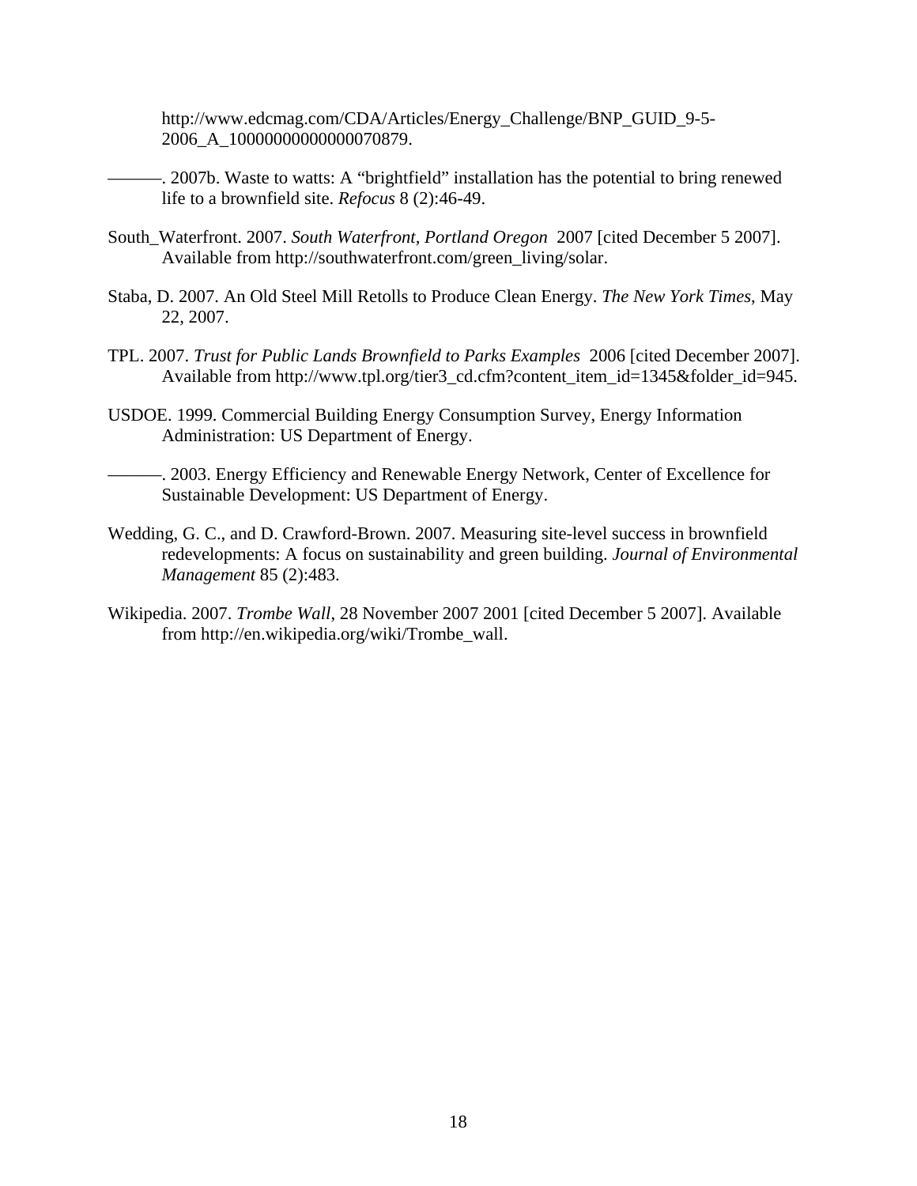http://www.edcmag.com/CDA/Articles/Energy_Challenge/BNP_GUID_9-5-2006_A_10000000000000070879.

———. 2007b. Waste to watts: A "brightfield" installation has the potential to bring renewed life to a brownfield site. *Refocus* 8 (2):46-49.

South_Waterfront. 2007. *South Waterfront, Portland Oregon* 2007 [cited December 5 2007]. Available from http://southwaterfront.com/green_living/solar.

Staba, D. 2007. An Old Steel Mill Retolls to Produce Clean Energy. *The New York Times*, May 22, 2007.

TPL. 2007. *Trust for Public Lands Brownfield to Parks Examples* 2006 [cited December 2007]. Available from http://www.tpl.org/tier3_cd.cfm?content_item_id=1345&folder_id=945.

USDOE. 1999. Commercial Building Energy Consumption Survey, Energy Information Administration: US Department of Energy.

———. 2003. Energy Efficiency and Renewable Energy Network, Center of Excellence for Sustainable Development: US Department of Energy.

Wedding, G. C., and D. Crawford-Brown. 2007. Measuring site-level success in brownfield redevelopments: A focus on sustainability and green building. *Journal of Environmental Management* 85 (2):483.

Wikipedia. 2007. *Trombe Wall*, 28 November 2007 2001 [cited December 5 2007]. Available from http://en.wikipedia.org/wiki/Trombe_wall.